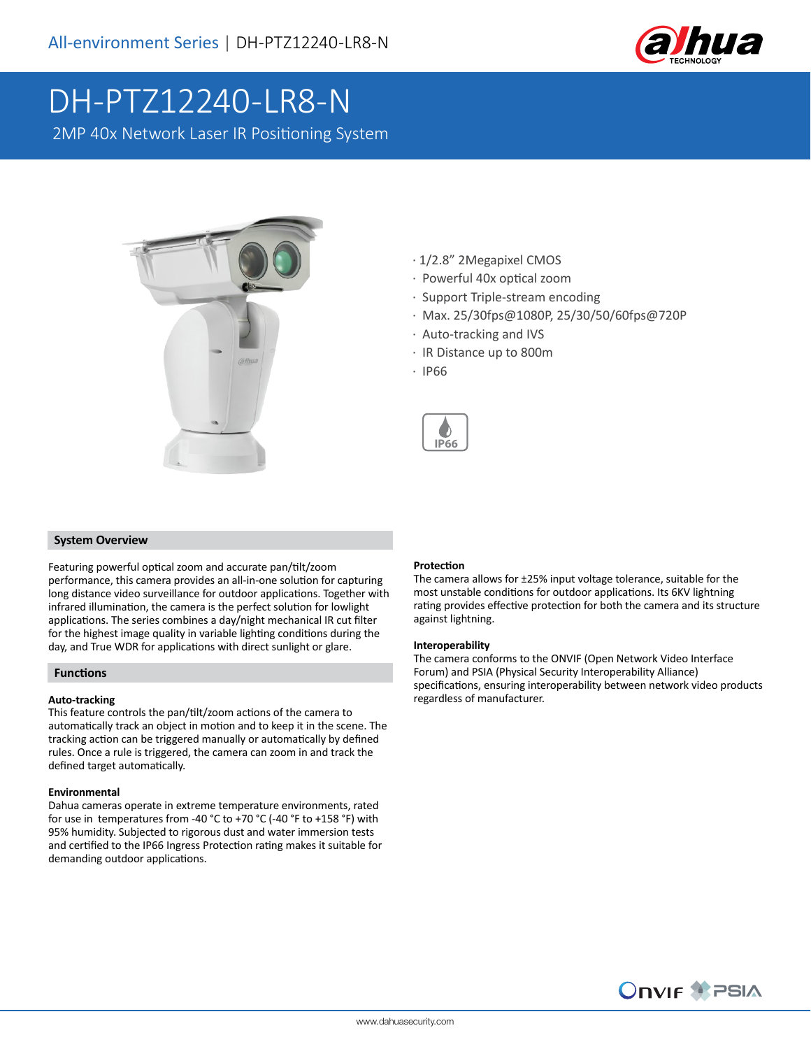All-environment Series | DH-PTZ12240-LR8-N

# DH-PTZ12240-LR8-N

2MP 40x Network Laser IR Positioning System

- 1/2.8" 2Megapixel CMOS
- Powerful 40x optical zoom
- Support Triple-stream encoding
- Max. 25/30fps@1080P, 25/30/50/60fps@720P
- Auto-tracking and IVS
- IR Distance up to 800m
- IP66

IP66

## System Overview

Featuring powerful optical zoom and accurate pan/tilt/zoom performance, this camera provides an all-in-one solution for capturing long distance video surveillance for outdoor applications. Together with infrared illumination, the camera is the perfect solution for lowlight applications. The series combines a day/night mechanical IR cut filter for the highest image quality in variable lighting conditions during the day, and True WDR for applications with direct sunlight or glare.

## Functions

**Auto-tracking**
This feature controls the pan/tilt/zoom actions of the camera to automatically track an object in motion and to keep it in the scene. The tracking action can be triggered manually or automatically by defined rules. Once a rule is triggered, the camera can zoom in and track the defined target automatically.

**Environmental**
Dahua cameras operate in extreme temperature environments, rated for use in temperatures from -40 °C to +70 °C (-40 °F to +158 °F) with 95% humidity. Subjected to rigorous dust and water immersion tests and certified to the IP66 Ingress Protection rating makes it suitable for demanding outdoor applications.

**Protection**
The camera allows for ±25% input voltage tolerance, suitable for the most unstable conditions for outdoor applications. Its 6KV lightning rating provides effective protection for both the camera and its structure against lightning.

**Interoperability**
The camera conforms to the ONVIF (Open Network Video Interface Forum) and PSIA (Physical Security Interoperability Alliance) specifications, ensuring interoperability between network video products regardless of manufacturer.

www.dahuasecurity.com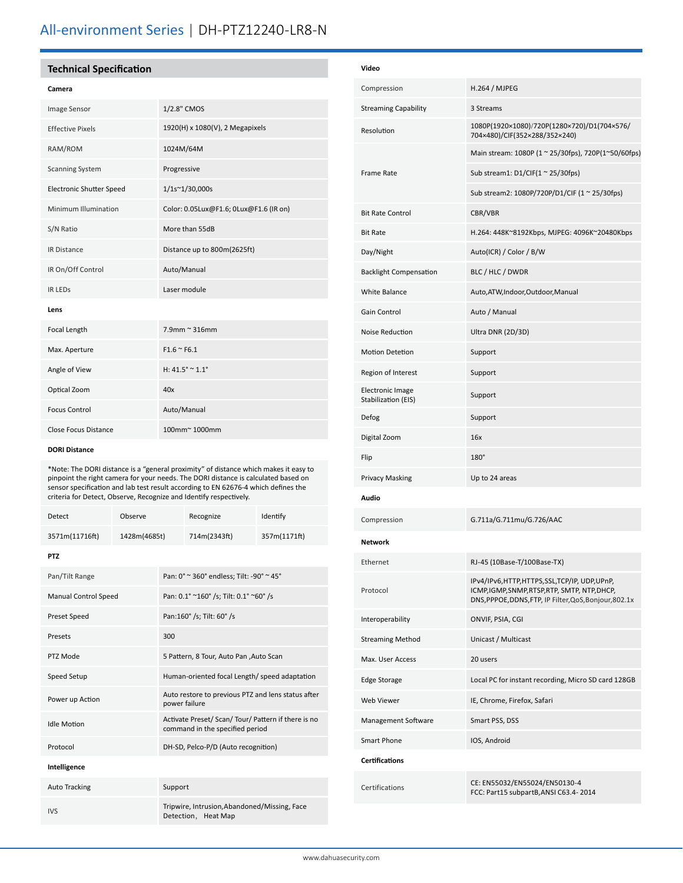## Technical Specification

**Camera**

| | |
|---|---|
| Image Sensor | 1/2.8" CMOS |
| Effective Pixels | 1920(H) x 1080(V), 2 Megapixels |
| RAM/ROM | 1024M/64M |
| Scanning System | Progressive |
| Electronic Shutter Speed | 1/1s~1/30,000s |
| Minimum Illumination | Color: 0.05Lux@F1.6; 0Lux@F1.6 (IR on) |
| S/N Ratio | More than 55dB |
| IR Distance | Distance up to 800m(2625ft) |
| IR On/Off Control | Auto/Manual |
| IR LEDs | Laser module |

**Lens**

| | |
|---|---|
| Focal Length | 7.9mm ~ 316mm |
| Max. Aperture | F1.6 ~ F6.1 |
| Angle of View | H: 41.5° ~ 1.1° |
| Optical Zoom | 40x |
| Focus Control | Auto/Manual |
| Close Focus Distance | 100mm~ 1000mm |

**DORI Distance**

*Note: The DORI distance is a "general proximity" of distance which makes it easy to pinpoint the right camera for your needs. The DORI distance is calculated based on sensor specification and lab test result according to EN 62676-4 which defines the criteria for Detect, Observe, Recognize and Identify respectively.

| Detect | Observe | Recognize | Identify |
|---|---|---|---|
| 3571m(11716ft) | 1428m(4685t) | 714m(2343ft) | 357m(1171ft) |

**PTZ**

| | |
|---|---|
| Pan/Tilt Range | Pan: 0° ~ 360° endless; Tilt: -90° ~ 45° |
| Manual Control Speed | Pan: 0.1° ~160° /s; Tilt: 0.1° ~60° /s |
| Preset Speed | Pan:160° /s; Tilt: 60° /s |
| Presets | 300 |
| PTZ Mode | 5 Pattern, 8 Tour, Auto Pan ,Auto Scan |
| Speed Setup | Human-oriented focal Length/ speed adaptation |
| Power up Action | Auto restore to previous PTZ and lens status after power failure |
| Idle Motion | Activate Preset/ Scan/ Tour/ Pattern if there is no command in the specified period |
| Protocol | DH-SD, Pelco-P/D (Auto recognition) |

**Intelligence**

| | |
|---|---|
| Auto Tracking | Support |
| IVS | Tripwire, Intrusion,Abandoned/Missing, Face Detection, Heat Map |

**Video**

| | |
|---|---|
| Compression | H.264 / MJPEG |
| Streaming Capability | 3 Streams |
| Resolution | 1080P(1920×1080)/720P(1280×720)/D1(704×576/704×480)/CIF(352×288/352×240) |
| Frame Rate | Main stream: 1080P (1 ~ 25/30fps), 720P(1~50/60fps) |
| | Sub stream1: D1/CIF(1 ~ 25/30fps) |
| | Sub stream2: 1080P/720P/D1/CIF (1 ~ 25/30fps) |
| Bit Rate Control | CBR/VBR |
| Bit Rate | H.264: 448K~8192Kbps, MJPEG: 4096K~20480Kbps |
| Day/Night | Auto(ICR) / Color / B/W |
| Backlight Compensation | BLC / HLC / DWDR |
| White Balance | Auto,ATW,Indoor,Outdoor,Manual |
| Gain Control | Auto / Manual |
| Noise Reduction | Ultra DNR (2D/3D) |
| Motion Detetion | Support |
| Region of Interest | Support |
| Electronic Image Stabilization (EIS) | Support |
| Defog | Support |
| Digital Zoom | 16x |
| Flip | 180° |
| Privacy Masking | Up to 24 areas |

**Audio**

| | |
|---|---|
| Compression | G.711a/G.711mu/G.726/AAC |

**Network**

| | |
|---|---|
| Ethernet | RJ-45 (10Base-T/100Base-TX) |
| Protocol | IPv4/IPv6,HTTP,HTTPS,SSL,TCP/IP, UDP,UPnP, ICMP,IGMP,SNMP,RTSP,RTP, SMTP, NTP,DHCP, DNS,PPPOE,DDNS,FTP, IP Filter,QoS,Bonjour,802.1x |
| Interoperability | ONVIF, PSIA, CGI |
| Streaming Method | Unicast / Multicast |
| Max. User Access | 20 users |
| Edge Storage | Local PC for instant recording, Micro SD card 128GB |
| Web Viewer | IE, Chrome, Firefox, Safari |
| Management Software | Smart PSS, DSS |
| Smart Phone | IOS, Android |

**Certifications**

| | |
|---|---|
| Certifications | CE: EN55032/EN55024/EN50130-4<br>FCC: Part15 subpartB,ANSI C63.4- 2014 |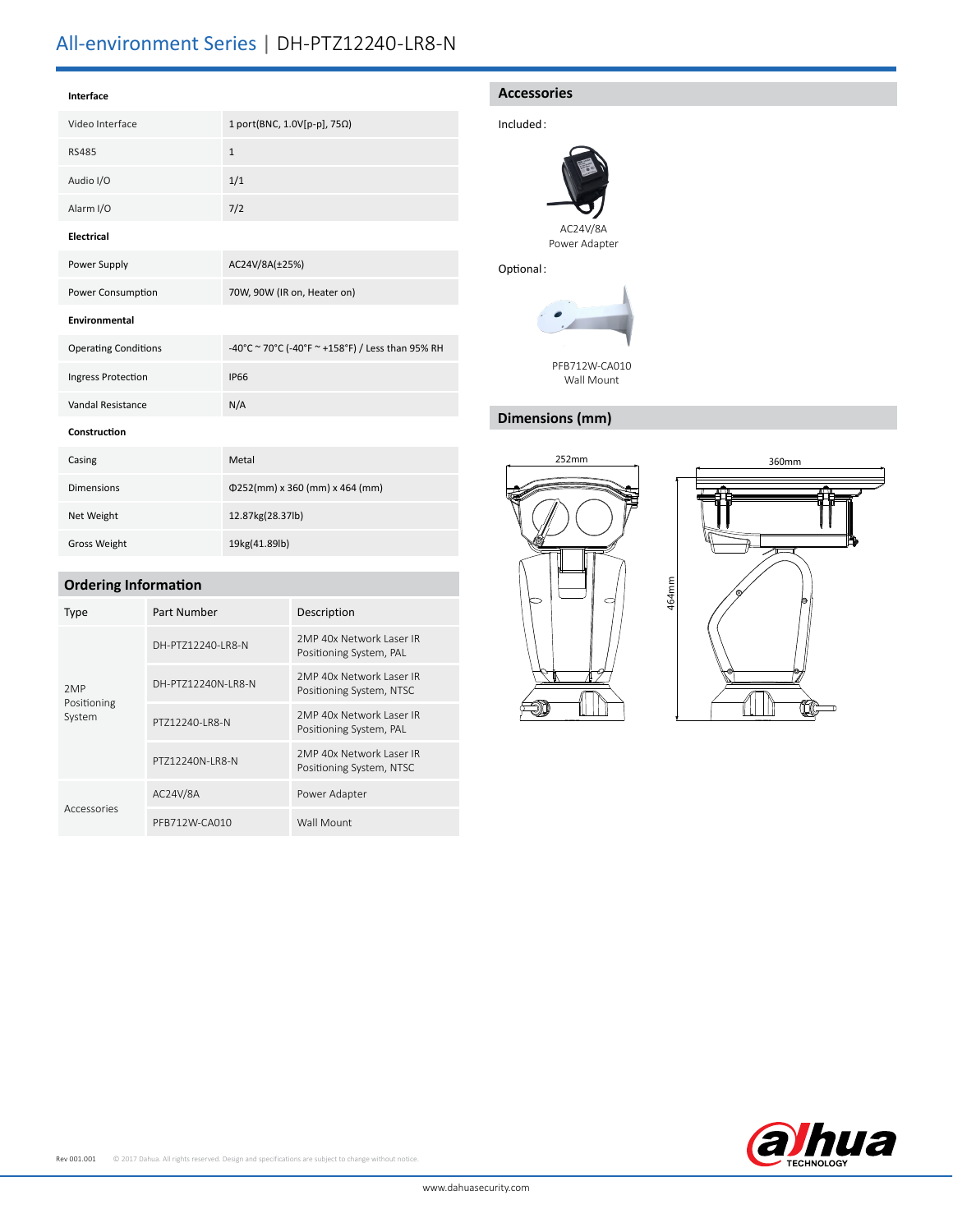## Interface

| | |
|---|---|
| Video Interface | 1 port(BNC, 1.0V[p-p], 75Ω) |
| RS485 | 1 |
| Audio I/O | 1/1 |
| Alarm I/O | 7/2 |
| **Electrical** | |
| Power Supply | AC24V/8A(±25%) |
| Power Consumption | 70W, 90W (IR on, Heater on) |
| **Environmental** | |
| Operating Conditions | -40°C ~ 70°C (-40°F ~ +158°F) / Less than 95% RH |
| Ingress Protection | IP66 |
| Vandal Resistance | N/A |
| **Construction** | |
| Casing | Metal |
| Dimensions | Φ252(mm) x 360 (mm) x 464 (mm) |
| Net Weight | 12.87kg(28.37lb) |
| Gross Weight | 19kg(41.89lb) |

## Ordering Information

| Type | Part Number | Description |
|---|---|---|
| 2MP Positioning System | DH-PTZ12240-LR8-N | 2MP 40x Network Laser IR Positioning System, PAL |
| | DH-PTZ12240N-LR8-N | 2MP 40x Network Laser IR Positioning System, NTSC |
| | PTZ12240-LR8-N | 2MP 40x Network Laser IR Positioning System, PAL |
| | PTZ12240N-LR8-N | 2MP 40x Network Laser IR Positioning System, NTSC |
| Accessories | AC24V/8A | Power Adapter |
| | PFB712W-CA010 | Wall Mount |

## Accessories

Included:

AC24V/8A
Power Adapter

Optional:

PFB712W-CA010
Wall Mount

## Dimensions (mm)

252mm

360mm

464mm

Rev 001.001 © 2017 Dahua. All rights reserved. Design and specifications are subject to change without notice.

www.dahuasecurity.com